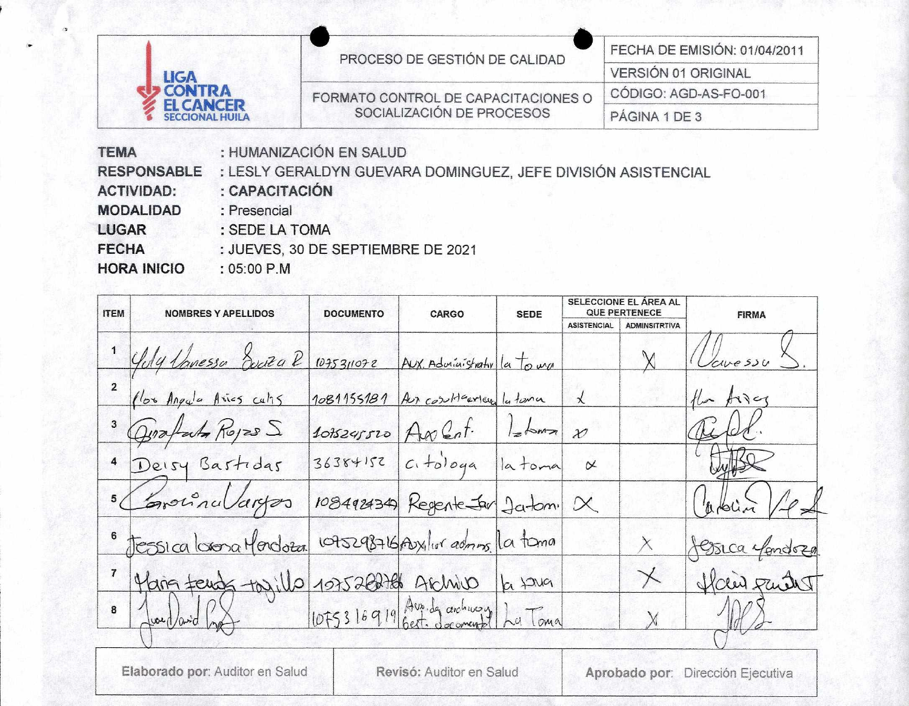| LIGA CONTRA EL CANCER SECCIONAL HUILA | PROCESO DE GESTIÓN DE CALIDAD | FECHA DE EMISIÓN: 01/04/2011 |
|---|---|---|
| | | VERSIÓN 01 ORIGINAL |
| | FORMATO CONTROL DE CAPACITACIONES O SOCIALIZACIÓN DE PROCESOS | CÓDIGO: AGD-AS-FO-001 |
| | | PÁGINA 1 DE 3 |

**TEMA** : HUMANIZACIÓN EN SALUD
**RESPONSABLE** : LESLY GERALDYN GUEVARA DOMINGUEZ, JEFE DIVISIÓN ASISTENCIAL
**ACTIVIDAD:** : **CAPACITACIÓN**
**MODALIDAD** : Presencial
**LUGAR** : SEDE LA TOMA
**FECHA** : JUEVES, 30 DE SEPTIEMBRE DE 2021
**HORA INICIO** : 05:00 P.M

| ITEM | NOMBRES Y APELLIDOS | DOCUMENTO | CARGO | SEDE | SELECCIONE EL ÁREA AL QUE PERTENECE | | FIRMA |
|---|---|---|---|---|---|---|---|
| | | | | | ASISTENCIAL | ADMINSITRTIVA | |
| 1 | Yuly Vanessa Souza R | 1075311072 | AUX. Administrativ | la toma | | X | Vanessa S. |
| 2 | Flor Angela Arias calis | 1081155181 | Aux consultorio | la toma | X | | Flor Arias |
| 3 | Graciela Rojas S | 1075245520 | Aux Enf. | la toma | X | | (firma) |
| 4 | Deisy Bastidas | 36384152 | citóloga | la toma | X | | (firma) |
| 5 | Carolina Vargas | 1084924349 | Regente far | la tom. | X | | Carolina V. |
| 6 | Jessica lorena Mendoza | 1075298716 | Auxiliar admns. | la toma | | X | Jessica Mendoza |
| 7 | Maria fernanda trujillo | 1075282786 | Archivo | la toma | | X | Maria F. |
| 8 | Juan David R. | 1075316919 | Aux. de archivo Gest. documental | La Toma | | X | (firma) |

| Elaborado por: Auditor en Salud | Revisó: Auditor en Salud | Aprobado por: Dirección Ejecutiva |
|---|---|---|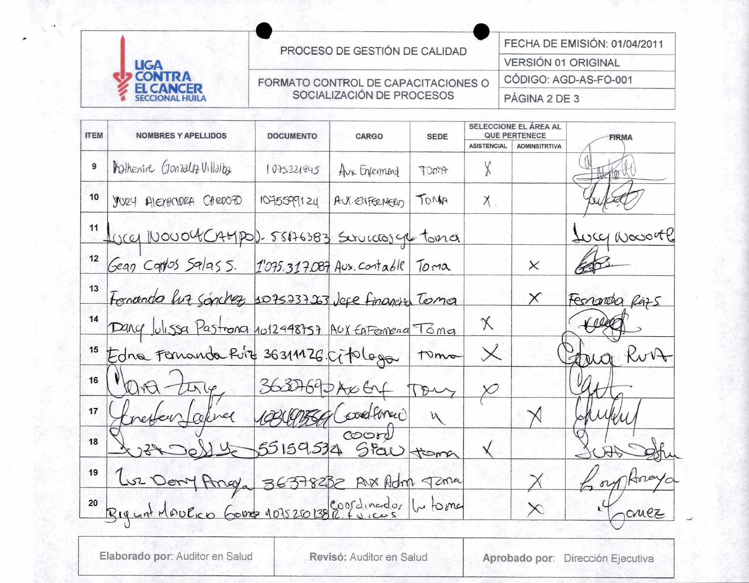| LIGA CONTRA EL CANCER SECCIONAL HUILA | PROCESO DE GESTIÓN DE CALIDAD | FECHA DE EMISIÓN: 01/04/2011 |
|---|---|---|
| | | VERSIÓN 01 ORIGINAL |
| | FORMATO CONTROL DE CAPACITACIONES O SOCIALIZACIÓN DE PROCESOS | CÓDIGO: AGD-AS-FO-001 |
| | | PÁGINA 2 DE 3 |

| ITEM | NOMBRES Y APELLIDOS | DOCUMENTO | CARGO | SEDE | SELECCIONE EL ÁREA AL QUE PERTENECE | | FIRMA |
|---|---|---|---|---|---|---|---|
| | | | | | ASISTENCIAL | ADMINSITRTIVA | |
| 9 | Kathenire Gonzalez Villalba | 1075221845 | Aux Enfermera | Toma | X | | (firma) |
| 10 | YURY ALEXANDRA CARDOZO | 1075599124 | AUX. ENFERMERA | TOMA | X. | | (firma) |
| 11 | Lucy Novoa Campo | 55176383 | Servicios gr | toma | | | Lucy Novoa |
| 12 | Gean Carlos Salas S. | 1'075.317.087 | Aux. contable | Toma | | X | (firma) |
| 13 | Fernanda Ruiz Sánchez | 1075237263 | Jefe financiera | Toma | | X | Fernanda Ruiz S |
| 14 | Dany Julissa Pastrana | 1012448757 | AUX EnFermera | Toma | X | | (firma) |
| 15 | Edna Fernanda Ruiz | 36311126 | citologa | tomo | X | | Edna Ruiz |
| 16 | Clara Ortiz | 36307695 | Aux Enf | Toma | X | | (firma) |
| 17 | Jonathan Lafaurie | 1083 | Coord Farmacia | " | | X | (firma) |
| 18 | Luz Dolly | 55159534 | coord SIAU | toma | X | | Luz Dolly |
| 19 | Luz Deny Anaya | 36378232 | Aux Adm | Toma | | X | Luz Deny Anaya |
| 20 | Bryant Mauricio Gomez | 1075250138 | Coordinador R. fisicos | La toma | | X | Gomez |

| **Elaborado por**: Auditor en Salud | **Revisó:** Auditor en Salud | **Aprobado por**: Dirección Ejecutiva |
|---|---|---|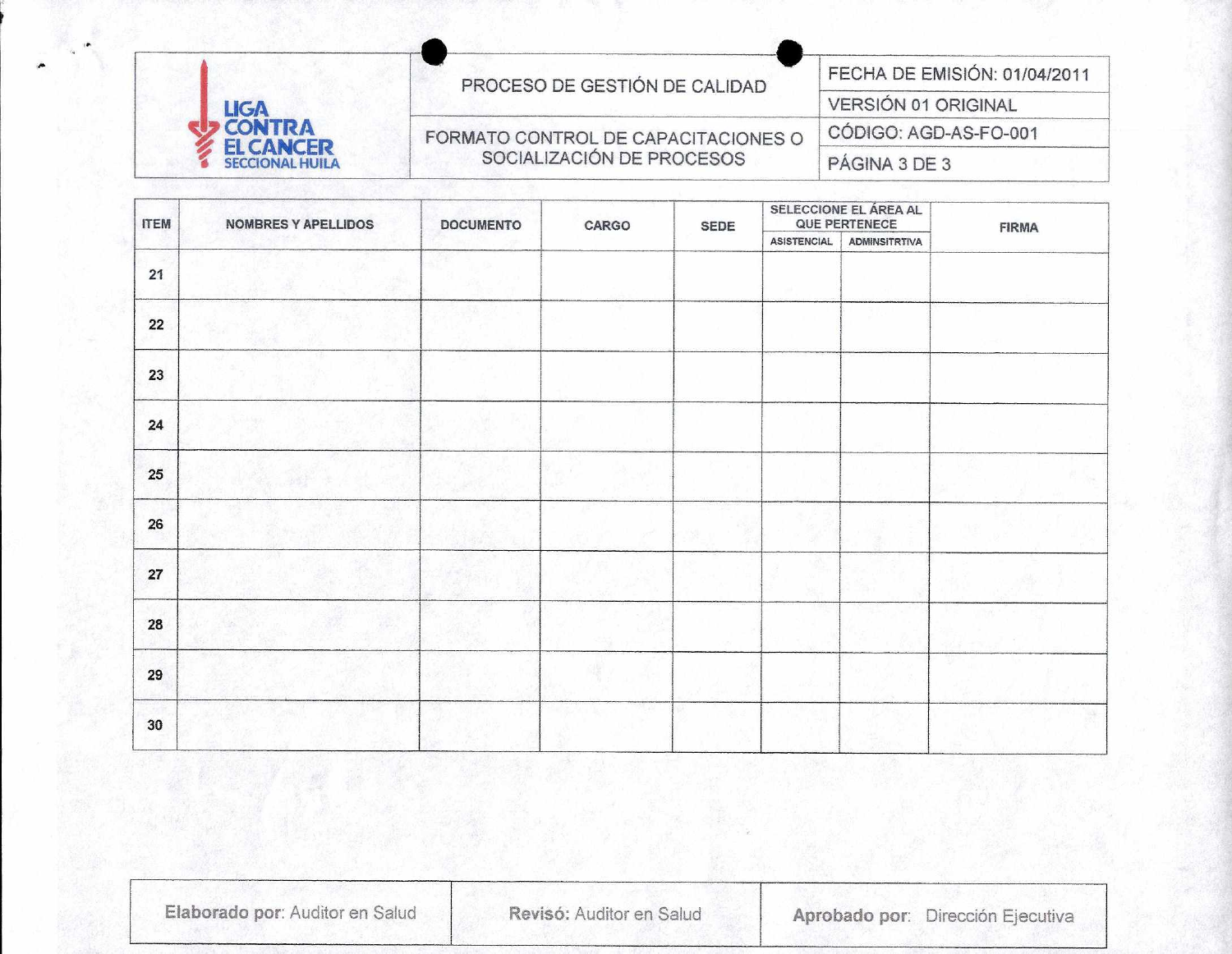| | | |
|---|---|---|
| LIGA CONTRA EL CANCER SECCIONAL HUILA | PROCESO DE GESTIÓN DE CALIDAD | FECHA DE EMISIÓN: 01/04/2011 |
| | | VERSIÓN 01 ORIGINAL |
| | FORMATO CONTROL DE CAPACITACIONES O SOCIALIZACIÓN DE PROCESOS | CÓDIGO: AGD-AS-FO-001 |
| | | PÁGINA 3 DE 3 |

| ITEM | NOMBRES Y APELLIDOS | DOCUMENTO | CARGO | SEDE | SELECCIONE EL ÁREA AL QUE PERTENECE | | FIRMA |
|---|---|---|---|---|---|---|---|
| | | | | | ASISTENCIAL | ADMINSITRTIVA | |
| 21 | | | | | | | |
| 22 | | | | | | | |
| 23 | | | | | | | |
| 24 | | | | | | | |
| 25 | | | | | | | |
| 26 | | | | | | | |
| 27 | | | | | | | |
| 28 | | | | | | | |
| 29 | | | | | | | |
| 30 | | | | | | | |

| | | |
|---|---|---|
| **Elaborado por**: Auditor en Salud | **Revisó:** Auditor en Salud | **Aprobado por**: Dirección Ejecutiva |